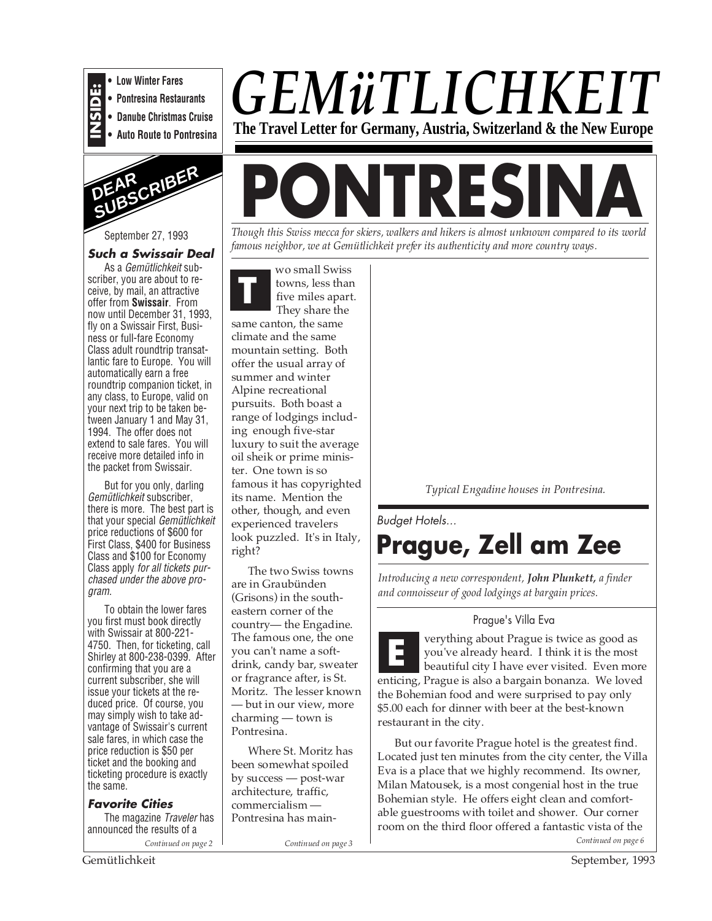**INSIDE:**
- Low Winter Fares
- Pontresina Restaurants
- Danube Christmas Cruise
- Auto Route to Pontresina

# GEMüTLICHKEIT

**The Travel Letter for Germany, Austria, Switzerland & the New Europe**

## DEAR SUBSCRIBER

September 27, 1993

### *Such a Swissair Deal*

As a *Gemütlichkeit* subscriber, you are about to receive, by mail, an attractive offer from **Swissair**. From now until December 31, 1993, fly on a Swissair First, Business or full-fare Economy Class adult roundtrip transatlantic fare to Europe. You will automatically earn a free roundtrip companion ticket, in any class, to Europe, valid on your next trip to be taken between January 1 and May 31, 1994. The offer does not extend to sale fares. You will receive more detailed info in the packet from Swissair.

But for you only, darling *Gemütlichkeit* subscriber, there is more. The best part is that your special *Gemütlichkeit* price reductions of $600 for First Class, $400 for Business Class and $100 for Economy Class apply *for all tickets purchased under the above program.*

To obtain the lower fares you first must book directly with Swissair at 800-221-4750. Then, for ticketing, call Shirley at 800-238-0399. After confirming that you are a current subscriber, she will issue your tickets at the reduced price. Of course, you may simply wish to take advantage of Swissair's current sale fares, in which case the price reduction is $50 per ticket and the booking and ticketing procedure is exactly the same.

### *Favorite Cities*

The magazine *Traveler* has announced the results of a

*Continued on page 2*

# PONTRESINA

*Though this Swiss mecca for skiers, walkers and hikers is almost unknown compared to its world famous neighbor, we at Gemütlichkeit prefer its authenticity and more country ways.*

Two small Swiss towns, less than five miles apart. They share the same canton, the same climate and the same mountain setting. Both offer the usual array of summer and winter Alpine recreational pursuits. Both boast a range of lodgings including enough five-star luxury to suit the average oil sheik or prime minister. One town is so famous it has copyrighted its name. Mention the other, though, and even experienced travelers look puzzled. It's in Italy, right?

The two Swiss towns are in Graubünden (Grisons) in the southeastern corner of the country— the Engadine. The famous one, the one you can't name a softdrink, candy bar, sweater or fragrance after, is St. Moritz. The lesser known — but in our view, more charming — town is Pontresina.

Where St. Moritz has been somewhat spoiled by success — post-war architecture, traffic, commercialism — Pontresina has main-

*Continued on page 3*

*Typical Engadine houses in Pontresina.*

*Budget Hotels...*

## Prague, Zell am Zee

*Introducing a new correspondent, **John Plunkett,** a finder and connoisseur of good lodgings at bargain prices.*

### Prague's Villa Eva

Everything about Prague is twice as good as you've already heard. I think it is the most beautiful city I have ever visited. Even more enticing, Prague is also a bargain bonanza. We loved the Bohemian food and were surprised to pay only $5.00 each for dinner with beer at the best-known restaurant in the city.

But our favorite Prague hotel is the greatest find. Located just ten minutes from the city center, the Villa Eva is a place that we highly recommend. Its owner, Milan Matousek, is a most congenial host in the true Bohemian style. He offers eight clean and comfortable guestrooms with toilet and shower. Our corner room on the third floor offered a fantastic vista of the

*Continued on page 6*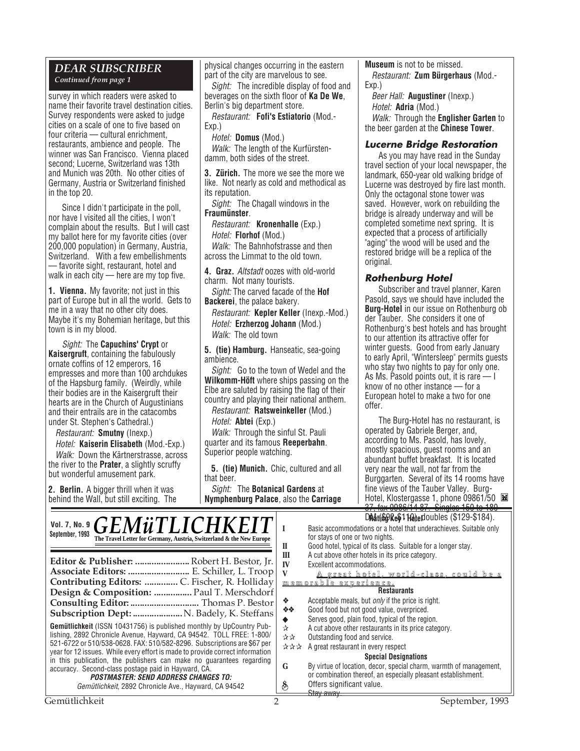## DEAR SUBSCRIBER

*Continued from page 1*

survey in which readers were asked to name their favorite travel destination cities. Survey respondents were asked to judge cities on a scale of one to five based on four criteria — cultural enrichment, restaurants, ambience and people. The winner was San Francisco. Vienna placed second; Lucerne, Switzerland was 13th and Munich was 20th. No other cities of Germany, Austria or Switzerland finished in the top 20.

Since I didn't participate in the poll, nor have I visited all the cities, I won't complain about the results. But I will cast my ballot here for my favorite cities (over 200,000 population) in Germany, Austria, Switzerland. With a few embellishments — favorite sight, restaurant, hotel and walk in each city — here are my top five.

**1. Vienna.** My favorite; not just in this part of Europe but in all the world. Gets to me in a way that no other city does. Maybe it's my Bohemian heritage, but this town is in my blood.

*Sight:* The **Capuchins' Crypt** or **Kaisergruft**, containing the fabulously ornate coffins of 12 emperors, 16 empresses and more than 100 archdukes of the Hapsburg family. (Weirdly, while their bodies are in the Kaisergruft their hearts are in the Church of Augustinians and their entrails are in the catacombs under St. Stephen's Cathedral.)

*Restaurant:* **Smutny** (Inexp.)

*Hotel:* **Kaiserin Elisabeth** (Mod.-Exp.)

*Walk:* Down the Kärtnerstrasse, across the river to the **Prater**, a slightly scruffy but wonderful amusement park.

**2. Berlin.** A bigger thrill when it was behind the Wall, but still exciting. The physical changes occurring in the eastern part of the city are marvelous to see.

*Sight:* The incredible display of food and beverages on the sixth floor of **Ka De We**, Berlin's big department store.

*Restaurant:* **Fofi's Estiatorio** (Mod.-Exp.)

*Hotel:* **Domus** (Mod.)

*Walk:* The length of the Kurfürstendamm, both sides of the street.

**3. Zürich.** The more we see the more we like. Not nearly as cold and methodical as its reputation.

*Sight:* The Chagall windows in the **Fraumünster**.

*Restaurant:* **Kronenhalle** (Exp.)

*Hotel:* **Florhof** (Mod.)

*Walk:* The Bahnhofstrasse and then across the Limmat to the old town.

**4. Graz.** *Altstadt* oozes with old-world charm. Not many tourists.

*Sight:* The carved facade of the **Hof Backerei**, the palace bakery.

*Restaurant:* **Kepler Keller** (Inexp.-Mod.)

*Hotel:* **Erzherzog Johann** (Mod.)

*Walk:* The old town

**5. (tie) Hamburg.** Hanseatic, sea-going ambience.

*Sight:* Go to the town of Wedel and the **Wilkomm-Höft** where ships passing on the Elbe are saluted by raising the flag of their country and playing their national anthem.

*Restaurant:* **Ratsweinkeller** (Mod.)

*Hotel:* **Abtei** (Exp.)

*Walk:* Through the sinful St. Pauli quarter and its famous **Reeperbahn**. Superior people watching.

**5. (tie) Munich.** Chic, cultured and all that beer.

*Sight:* The **Botanical Gardens** at **Nymphenburg Palace**, also the **Carriage Museum** is not to be missed.

*Restaurant:* **Zum Bürgerhaus** (Mod.-Exp.)

*Beer Hall:* **Augustiner** (Inexp.)

*Hotel:* **Adria** (Mod.)

*Walk:* Through the **Englisher Garten** to the beer garden at the **Chinese Tower**.

### Lucerne Bridge Restoration

As you may have read in the Sunday travel section of your local newspaper, the landmark, 650-year old walking bridge of Lucerne was destroyed by fire last month. Only the octagonal stone tower was saved. However, work on rebuilding the bridge is already underway and will be completed sometime next spring. It is expected that a process of artificially "aging" the wood will be used and the restored bridge will be a replica of the original.

### Rothenburg Hotel

Subscriber and travel planner, Karen Pasold, says we should have included the **Burg-Hotel** in our issue on Rothenburg ob der Tauber. She considers it one of Rothenburg's best hotels and has brought to our attention its attractive offer for winter guests. Good from early January to early April, "Wintersleep" permits guests who stay two nights to pay for only one. As Ms. Pasold points out, it is rare — I know of no other instance — for a European hotel to make a two for one offer.

The Burg-Hotel has no restaurant, is operated by Gabriele Berger, and, according to Ms. Pasold, has lovely, mostly spacious, guest rooms and an abundant buffet breakfast. It is located very near the wall, not far from the Burggarten. Several of its 14 rooms have fine views of the Tauber Valley. Burg-Hotel, Klostergasse 1, phone 09861/50 37, fax 0986/14 87. Singles 150 to 180 DM ($92-$110), doubles ($129-$184).

---

**Vol. 7, No. 9**
**September, 1993**

# GEMüTLICHKEIT

**The Travel Letter for Germany, Austria, Switzerland & the New Europe**

**Editor & Publisher:** Robert H. Bestor, Jr.
**Associate Editors:** E. Schiller, L. Troop
**Contributing Editors:** C. Fischer, R. Holliday
**Design & Composition:** Paul T. Merschdorf
**Consulting Editor:** Thomas P. Bestor
**Subscription Dept:** N. Badely, K. Steffans

**Gemütlichkeit** (ISSN 10431756) is published monthly by UpCountry Publishing, 2892 Chronicle Avenue, Hayward, CA 94542. TOLL FREE: 1-800/521-6722 or 510/538-0628. FAX: 510/582-8296. Subscriptions are $67 per year for 12 issues. While every effort is made to provide correct information in this publication, the publishers can make no guarantees regarding accuracy. Second-class postage paid in Hayward, CA.

***POSTMASTER: SEND ADDRESS CHANGES TO:***
*Gemütlichkeit*, 2892 Chronicle Ave., Hayward, CA 94542

**Rating Key - Hotel**

| | |
|---|---|
| I | Basic accommodations or a hotel that underachieves. Suitable only for stays of one or two nights. |
| II | Good hotel, typical of its class. Suitable for a longer stay. |
| III | A cut above other hotels in its price category. |
| IV | Excellent accommodations. |
| V | A great hotel, world-class, could be a memorable experience. |

**Restaurants**

| | |
|---|---|
| ❖ | Acceptable meals, but *only* if the price is right. |
| ❖❖ | Good food but not good value, overpriced. |
| ◆ | Serves good, plain food, typical of the region. |
| ☆ | A cut above other restaurants in its price category. |
| ☆☆ | Outstanding food and service. |
| ☆☆☆ | A great restaurant in every respect |

**Special Designations**

| | |
|---|---|
| G | By virtue of location, decor, special charm, warmth of management, or combination thereof, an especially pleasant establishment. |
| $ | Offers significant value. |
| | Stay away. |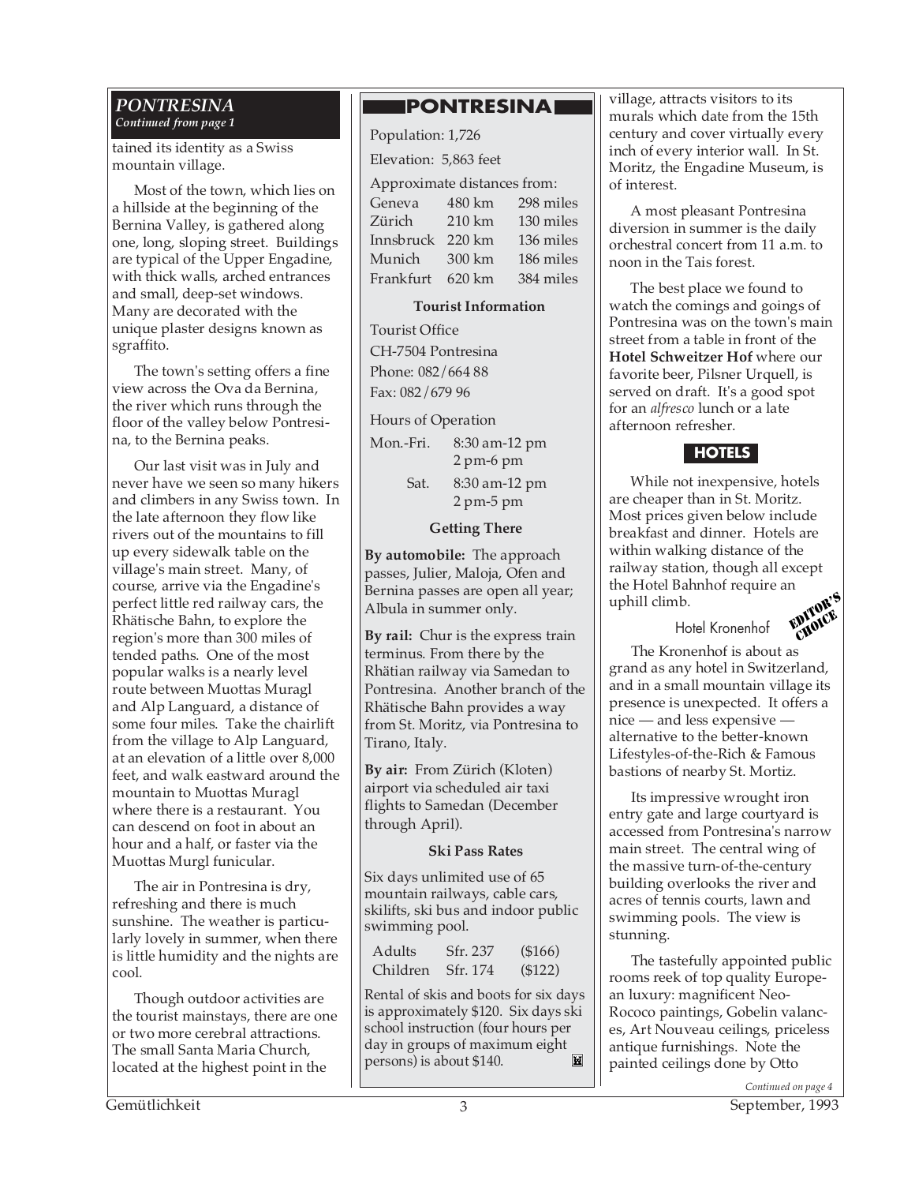## PONTRESINA
*Continued from page 1*

tained its identity as a Swiss mountain village.

Most of the town, which lies on a hillside at the beginning of the Bernina Valley, is gathered along one, long, sloping street. Buildings are typical of the Upper Engadine, with thick walls, arched entrances and small, deep-set windows. Many are decorated with the unique plaster designs known as sgraffito.

The town's setting offers a fine view across the Ova da Bernina, the river which runs through the floor of the valley below Pontresina, to the Bernina peaks.

Our last visit was in July and never have we seen so many hikers and climbers in any Swiss town. In the late afternoon they flow like rivers out of the mountains to fill up every sidewalk table on the village's main street. Many, of course, arrive via the Engadine's perfect little red railway cars, the Rhätische Bahn, to explore the region's more than 300 miles of tended paths. One of the most popular walks is a nearly level route between Muottas Muragl and Alp Languard, a distance of some four miles. Take the chairlift from the village to Alp Languard, at an elevation of a little over 8,000 feet, and walk eastward around the mountain to Muottas Muragl where there is a restaurant. You can descend on foot in about an hour and a half, or faster via the Muottas Murgl funicular.

The air in Pontresina is dry, refreshing and there is much sunshine. The weather is particularly lovely in summer, when there is little humidity and the nights are cool.

Though outdoor activities are the tourist mainstays, there are one or two more cerebral attractions. The small Santa Maria Church, located at the highest point in the village, attracts visitors to its murals which date from the 15th century and cover virtually every inch of every interior wall. In St. Moritz, the Engadine Museum, is of interest.

A most pleasant Pontresina diversion in summer is the daily orchestral concert from 11 a.m. to noon in the Tais forest.

The best place we found to watch the comings and goings of Pontresina was on the town's main street from a table in front of the **Hotel Schweitzer Hof** where our favorite beer, Pilsner Urquell, is served on draft. It's a good spot for an *alfresco* lunch or a late afternoon refresher.

### PONTRESINA

Population: 1,726

Elevation: 5,863 feet

Approximate distances from:

| | | |
|---|---|---|
| Geneva | 480 km | 298 miles |
| Zürich | 210 km | 130 miles |
| Innsbruck | 220 km | 136 miles |
| Munich | 300 km | 186 miles |
| Frankfurt | 620 km | 384 miles |

**Tourist Information**

Tourist Office
CH-7504 Pontresina
Phone: 082/664 88
Fax: 082/679 96

Hours of Operation

| | |
|---|---|
| Mon.-Fri. | 8:30 am-12 pm, 2 pm-6 pm |
| Sat. | 8:30 am-12 pm, 2 pm-5 pm |

**Getting There**

**By automobile:** The approach passes, Julier, Maloja, Ofen and Bernina passes are open all year; Albula in summer only.

**By rail:** Chur is the express train terminus. From there by the Rhätian railway via Samedan to Pontresina. Another branch of the Rhätische Bahn provides a way from St. Moritz, via Pontresina to Tirano, Italy.

**By air:** From Zürich (Kloten) airport via scheduled air taxi flights to Samedan (December through April).

**Ski Pass Rates**

Six days unlimited use of 65 mountain railways, cable cars, skilifts, ski bus and indoor public swimming pool.

| | | |
|---|---|---|
| Adults | Sfr. 237 | ($166) |
| Children | Sfr. 174 | ($122) |

Rental of skis and boots for six days is approximately $120. Six days ski school instruction (four hours per day in groups of maximum eight persons) is about $140.

### HOTELS

While not inexpensive, hotels are cheaper than in St. Moritz. Most prices given below include breakfast and dinner. Hotels are within walking distance of the railway station, though all except the Hotel Bahnhof require an uphill climb.

#### Hotel Kronenhof

EDITOR'S CHOICE

The Kronenhof is about as grand as any hotel in Switzerland, and in a small mountain village its presence is unexpected. It offers a nice — and less expensive — alternative to the better-known Lifestyles-of-the-Rich & Famous bastions of nearby St. Mortiz.

Its impressive wrought iron entry gate and large courtyard is accessed from Pontresina's narrow main street. The central wing of the massive turn-of-the-century building overlooks the river and acres of tennis courts, lawn and swimming pools. The view is stunning.

The tastefully appointed public rooms reek of top quality European luxury: magnificent Neo-Rococo paintings, Gobelin valances, Art Nouveau ceilings, priceless antique furnishings. Note the painted ceilings done by Otto

*Continued on page 4*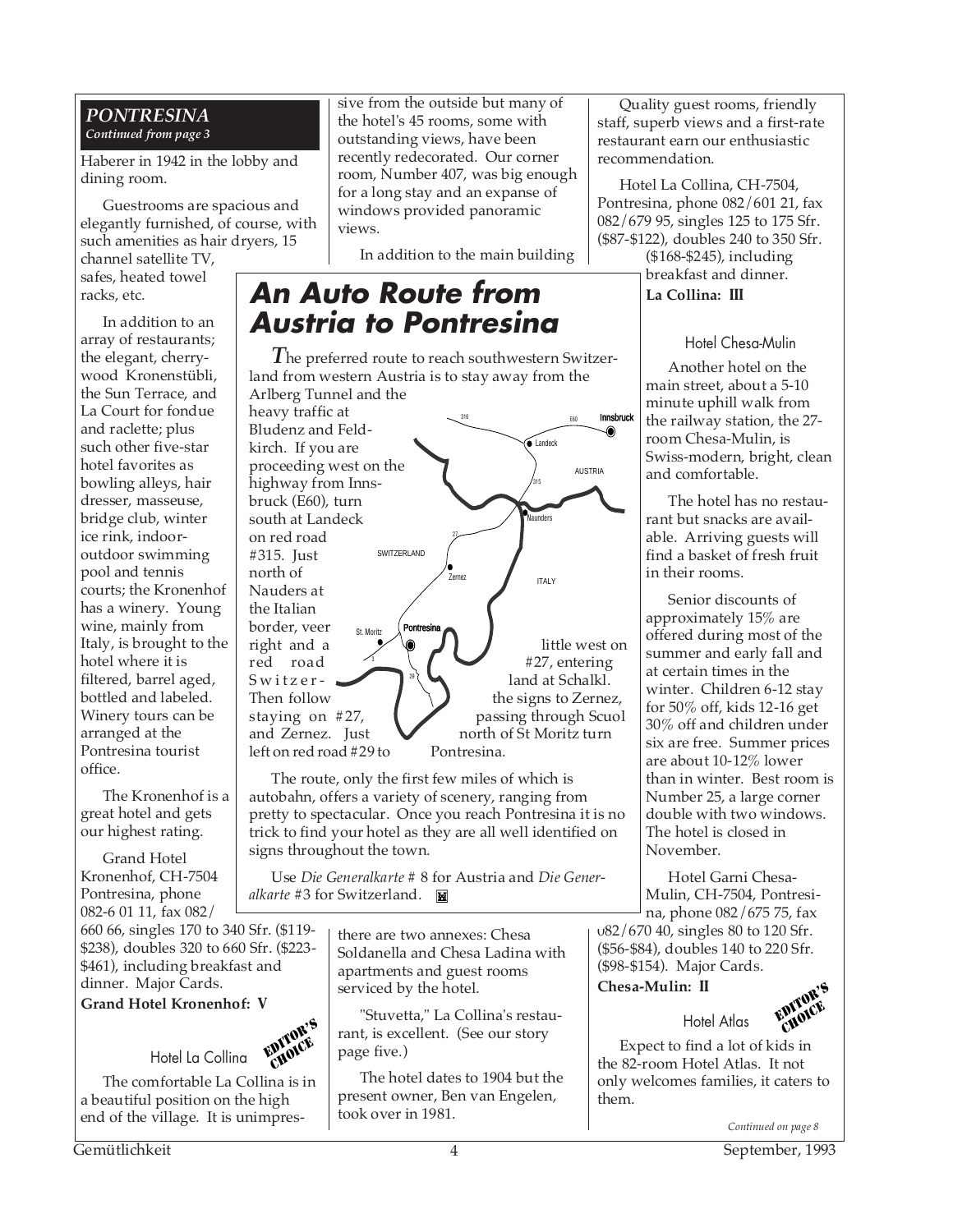## PONTRESINA

*Continued from page 3*

Haberer in 1942 in the lobby and dining room.

Guestrooms are spacious and elegantly furnished, of course, with such amenities as hair dryers, 15 channel satellite TV, safes, heated towel racks, etc.

In addition to an array of restaurants; the elegant, cherry-wood Kronenstübli, the Sun Terrace, and La Court for fondue and raclette; plus such other five-star hotel favorites as bowling alleys, hair dresser, masseuse, bridge club, winter ice rink, indoor-outdoor swimming pool and tennis courts; the Kronenhof has a winery. Young wine, mainly from Italy, is brought to the hotel where it is filtered, barrel aged, bottled and labeled. Winery tours can be arranged at the Pontresina tourist office.

The Kronenhof is a great hotel and gets our highest rating.

Grand Hotel Kronenhof, CH-7504 Pontresina, phone 082-6 01 11, fax 082/660 66, singles 170 to 340 Sfr. ($119-$238), doubles 320 to 660 Sfr. ($223-$461), including breakfast and dinner. Major Cards.

**Grand Hotel Kronenhof: V**

### Hotel La Collina

EDITOR'S CHOICE

The comfortable La Collina is in a beautiful position on the high end of the village. It is unimpressive from the outside but many of the hotel's 45 rooms, some with outstanding views, have been recently redecorated. Our corner room, Number 407, was big enough for a long stay and an expanse of windows provided panoramic views.

In addition to the main building there are two annexes: Chesa Soldanella and Chesa Ladina with apartments and guest rooms serviced by the hotel.

"Stuvetta," La Collina's restaurant, is excellent. (See our story page five.)

The hotel dates to 1904 but the present owner, Ben van Engelen, took over in 1981.

Quality guest rooms, friendly staff, superb views and a first-rate restaurant earn our enthusiastic recommendation.

Hotel La Collina, CH-7504, Pontresina, phone 082/601 21, fax 082/679 95, singles 125 to 175 Sfr. ($87-$122), doubles 240 to 350 Sfr. ($168-$245), including breakfast and dinner.

**La Collina: III**

### Hotel Chesa-Mulin

Another hotel on the main street, about a 5-10 minute uphill walk from the railway station, the 27-room Chesa-Mulin, is Swiss-modern, bright, clean and comfortable.

The hotel has no restaurant but snacks are available. Arriving guests will find a basket of fresh fruit in their rooms.

Senior discounts of approximately 15% are offered during most of the summer and early fall and at certain times in the winter. Children 6-12 stay for 50% off, kids 12-16 get 30% off and children under six are free. Summer prices are about 10-12% lower than in winter. Best room is Number 25, a large corner double with two windows. The hotel is closed in November.

Hotel Garni Chesa-Mulin, CH-7504, Pontresina, phone 082/675 75, fax 082/670 40, singles 80 to 120 Sfr. ($56-$84), doubles 140 to 220 Sfr. ($98-$154). Major Cards.

**Chesa-Mulin: II**

### Hotel Atlas

EDITOR'S CHOICE

Expect to find a lot of kids in the 82-room Hotel Atlas. It not only welcomes families, it caters to them.

*Continued on page 8*

## An Auto Route from Austria to Pontresina

*T*he preferred route to reach southwestern Switzerland from western Austria is to stay away from the Arlberg Tunnel and the heavy traffic at Bludenz and Feldkirch. If you are proceeding west on the highway from Innsbruck (E60), turn south at Landeck on red road #315. Just north of Nauders at the Italian border, veer right and a little west on red road #27, entering Switzerland at Schalkl. Then follow the signs to Zernez, staying on #27, passing through Scuol and Zernez. Just north of St Moritz turn left on red road #29 to Pontresina.

The route, only the first few miles of which is autobahn, offers a variety of scenery, ranging from pretty to spectacular. Once you reach Pontresina it is no trick to find your hotel as they are all well identified on signs throughout the town.

Use *Die Generalkarte* # 8 for Austria and *Die Generalkarte* #3 for Switzerland.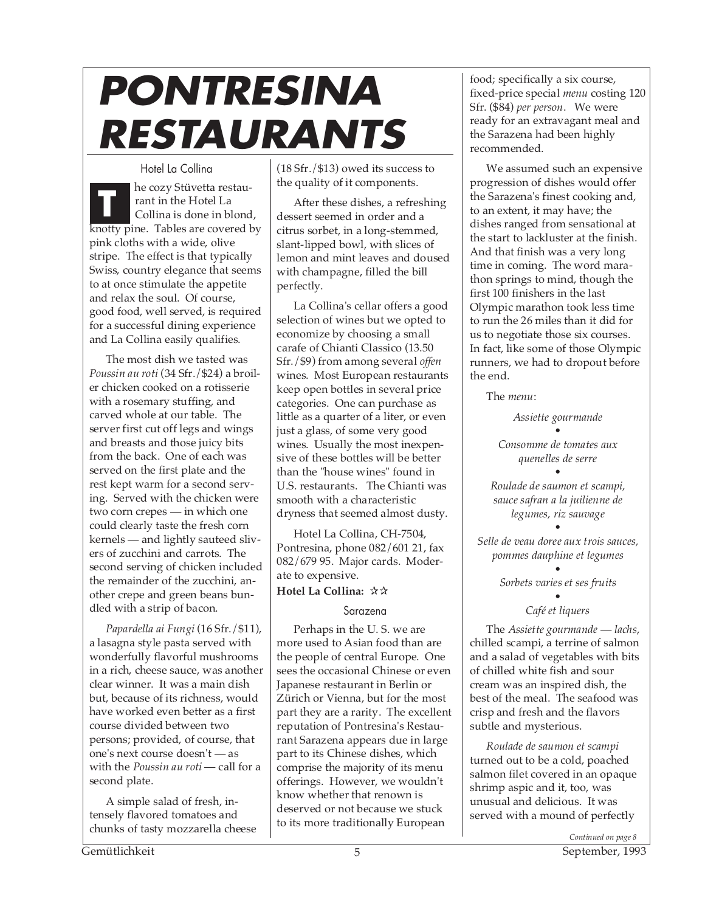# PONTRESINA RESTAURANTS

### Hotel La Collina

The cozy Stüvetta restaurant in the Hotel La Collina is done in blond, knotty pine. Tables are covered by pink cloths with a wide, olive stripe. The effect is that typically Swiss, country elegance that seems to at once stimulate the appetite and relax the soul. Of course, good food, well served, is required for a successful dining experience and La Collina easily qualifies.

The most dish we tasted was *Poussin au roti* (34 Sfr./$24) a broiler chicken cooked on a rotisserie with a rosemary stuffing, and carved whole at our table. The server first cut off legs and wings and breasts and those juicy bits from the back. One of each was served on the first plate and the rest kept warm for a second serving. Served with the chicken were two corn crepes — in which one could clearly taste the fresh corn kernels — and lightly sauteed slivers of zucchini and carrots. The second serving of chicken included the remainder of the zucchini, another crepe and green beans bundled with a strip of bacon.

*Papardella ai Fungi* (16 Sfr./$11), a lasagna style pasta served with wonderfully flavorful mushrooms in a rich, cheese sauce, was another clear winner. It was a main dish but, because of its richness, would have worked even better as a first course divided between two persons; provided, of course, that one's next course doesn't — as with the *Poussin au roti* — call for a second plate.

A simple salad of fresh, intensely flavored tomatoes and chunks of tasty mozzarella cheese (18 Sfr./$13) owed its success to the quality of it components.

After these dishes, a refreshing dessert seemed in order and a citrus sorbet, in a long-stemmed, slant-lipped bowl, with slices of lemon and mint leaves and doused with champagne, filled the bill perfectly.

La Collina's cellar offers a good selection of wines but we opted to economize by choosing a small carafe of Chianti Classico (13.50 Sfr./$9) from among several *offen* wines. Most European restaurants keep open bottles in several price categories. One can purchase as little as a quarter of a liter, or even just a glass, of some very good wines. Usually the most inexpensive of these bottles will be better than the "house wines" found in U.S. restaurants. The Chianti was smooth with a characteristic dryness that seemed almost dusty.

Hotel La Collina, CH-7504, Pontresina, phone 082/601 21, fax 082/679 95. Major cards. Moderate to expensive.

**Hotel La Collina:** ☆☆

### Sarazena

Perhaps in the U. S. we are more used to Asian food than are the people of central Europe. One sees the occasional Chinese or even Japanese restaurant in Berlin or Zürich or Vienna, but for the most part they are a rarity. The excellent reputation of Pontresina's Restaurant Sarazena appears due in large part to its Chinese dishes, which comprise the majority of its menu offerings. However, we wouldn't know whether that renown is deserved or not because we stuck to its more traditionally European food; specifically a six course, fixed-price special *menu* costing 120 Sfr. ($84) *per person*. We were ready for an extravagant meal and the Sarazena had been highly recommended.

We assumed such an expensive progression of dishes would offer the Sarazena's finest cooking and, to an extent, it may have; the dishes ranged from sensational at the start to lackluster at the finish. And that finish was a very long time in coming. The word marathon springs to mind, though the first 100 finishers in the last Olympic marathon took less time to run the 26 miles than it did for us to negotiate those six courses. In fact, like some of those Olympic runners, we had to dropout before the end.

The *menu*:

*Assiette gourmande*

•

*Consomme de tomates aux quenelles de serre*

•

*Roulade de saumon et scampi, sauce safran a la juilienne de legumes, riz sauvage*

•

*Selle de veau doree aux trois sauces, pommes dauphine et legumes*

•

*Sorbets varies et ses fruits*

•

*Café et liquers*

The *Assiette gourmande — lachs*, chilled scampi, a terrine of salmon and a salad of vegetables with bits of chilled white fish and sour cream was an inspired dish, the best of the meal. The seafood was crisp and fresh and the flavors subtle and mysterious.

*Roulade de saumon et scampi* turned out to be a cold, poached salmon filet covered in an opaque shrimp aspic and it, too, was unusual and delicious. It was served with a mound of perfectly

*Continued on page 8*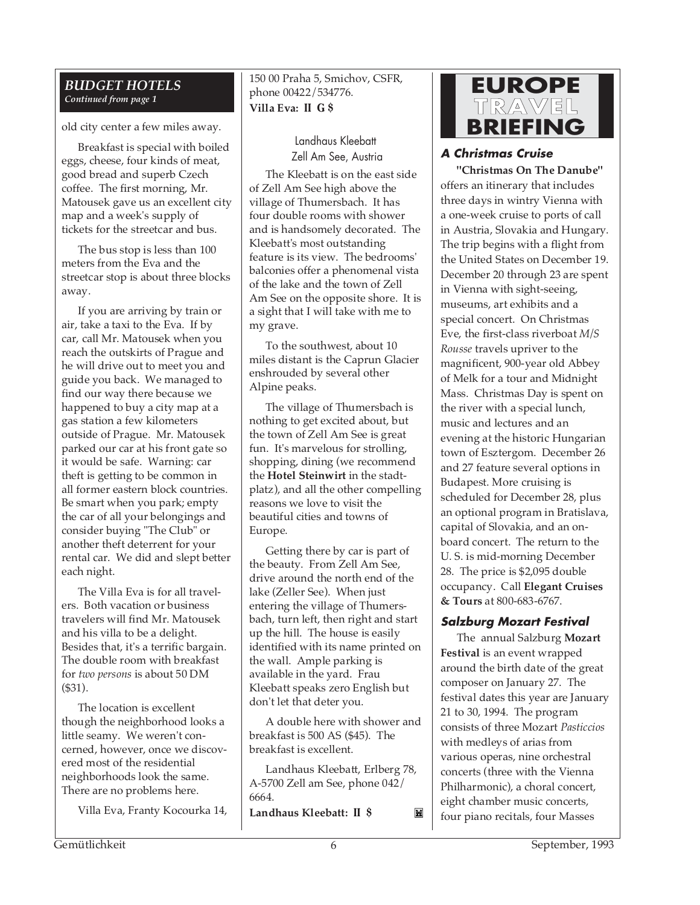## *BUDGET HOTELS*

*Continued from page 1*

old city center a few miles away.

Breakfast is special with boiled eggs, cheese, four kinds of meat, good bread and superb Czech coffee. The first morning, Mr. Matousek gave us an excellent city map and a week's supply of tickets for the streetcar and bus.

The bus stop is less than 100 meters from the Eva and the streetcar stop is about three blocks away.

If you are arriving by train or air, take a taxi to the Eva. If by car, call Mr. Matousek when you reach the outskirts of Prague and he will drive out to meet you and guide you back. We managed to find our way there because we happened to buy a city map at a gas station a few kilometers outside of Prague. Mr. Matousek parked our car at his front gate so it would be safe. Warning: car theft is getting to be common in all former eastern block countries. Be smart when you park; empty the car of all your belongings and consider buying "The Club" or another theft deterrent for your rental car. We did and slept better each night.

The Villa Eva is for all travelers. Both vacation or business travelers will find Mr. Matousek and his villa to be a delight. Besides that, it's a terrific bargain. The double room with breakfast for *two persons* is about 50 DM ($31).

The location is excellent though the neighborhood looks a little seamy. We weren't concerned, however, once we discovered most of the residential neighborhoods look the same. There are no problems here.

Villa Eva, Franty Kocourka 14, 150 00 Praha 5, Smichov, CSFR, phone 00422/534776.

**Villa Eva: II G $**

### Landhaus Kleebatt
Zell Am See, Austria

The Kleebatt is on the east side of Zell Am See high above the village of Thumersbach. It has four double rooms with shower and is handsomely decorated. The Kleebatt's most outstanding feature is its view. The bedrooms' balconies offer a phenomenal vista of the lake and the town of Zell Am See on the opposite shore. It is a sight that I will take with me to my grave.

To the southwest, about 10 miles distant is the Caprun Glacier enshrouded by several other Alpine peaks.

The village of Thumersbach is nothing to get excited about, but the town of Zell Am See is great fun. It's marvelous for strolling, shopping, dining (we recommend the **Hotel Steinwirt** in the stadtplatz), and all the other compelling reasons we love to visit the beautiful cities and towns of Europe.

Getting there by car is part of the beauty. From Zell Am See, drive around the north end of the lake (Zeller See). When just entering the village of Thumersbach, turn left, then right and start up the hill. The house is easily identified with its name printed on the wall. Ample parking is available in the yard. Frau Kleebatt speaks zero English but don't let that deter you.

A double here with shower and breakfast is 500 AS ($45). The breakfast is excellent.

Landhaus Kleebatt, Erlberg 78, A-5700 Zell am See, phone 042/6664.

**Landhaus Kleebatt: II $**

# EUROPE TRAVEL BRIEFING

### *A Christmas Cruise*

**"Christmas On The Danube"** offers an itinerary that includes three days in wintry Vienna with a one-week cruise to ports of call in Austria, Slovakia and Hungary. The trip begins with a flight from the United States on December 19. December 20 through 23 are spent in Vienna with sight-seeing, museums, art exhibits and a special concert. On Christmas Eve, the first-class riverboat *M/S Rousse* travels upriver to the magnificent, 900-year old Abbey of Melk for a tour and Midnight Mass. Christmas Day is spent on the river with a special lunch, music and lectures and an evening at the historic Hungarian town of Esztergom. December 26 and 27 feature several options in Budapest. More cruising is scheduled for December 28, plus an optional program in Bratislava, capital of Slovakia, and an on-board concert. The return to the U. S. is mid-morning December 28. The price is $2,095 double occupancy. Call **Elegant Cruises & Tours** at 800-683-6767.

### *Salzburg Mozart Festival*

The annual Salzburg **Mozart Festival** is an event wrapped around the birth date of the great composer on January 27. The festival dates this year are January 21 to 30, 1994. The program consists of three Mozart *Pasticcios* with medleys of arias from various operas, nine orchestral concerts (three with the Vienna Philharmonic), a choral concert, eight chamber music concerts, four piano recitals, four Masses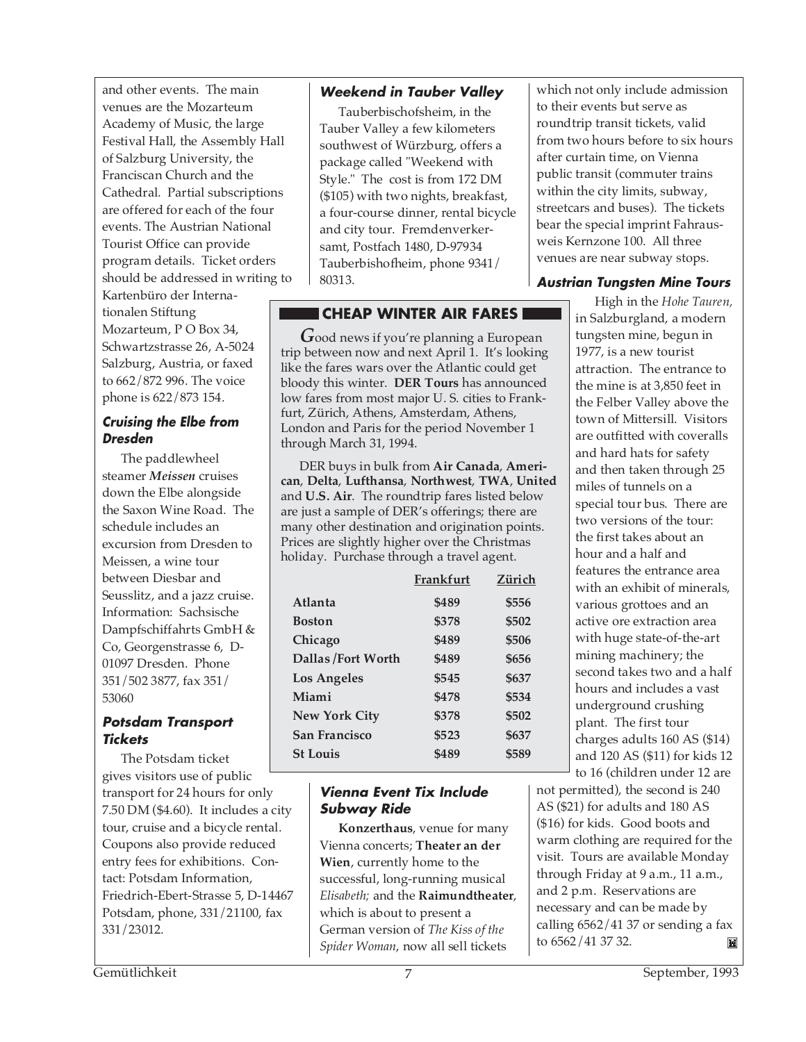and other events. The main venues are the Mozarteum Academy of Music, the large Festival Hall, the Assembly Hall of Salzburg University, the Franciscan Church and the Cathedral. Partial subscriptions are offered for each of the four events. The Austrian National Tourist Office can provide program details. Ticket orders should be addressed in writing to Kartenbüro der Internationalen Stiftung Mozarteum, P O Box 34, Schwartzstrasse 26, A-5024 Salzburg, Austria, or faxed to 662/872 996. The voice phone is 622/873 154.

### Cruising the Elbe from Dresden

The paddlewheel steamer ***Meissen*** cruises down the Elbe alongside the Saxon Wine Road. The schedule includes an excursion from Dresden to Meissen, a wine tour between Diesbar and Seusslitz, and a jazz cruise. Information: Sachsische Dampfschiffahrts GmbH & Co, Georgenstrasse 6, D-01097 Dresden. Phone 351/502 3877, fax 351/53060

### Potsdam Transport Tickets

The Potsdam ticket gives visitors use of public transport for 24 hours for only 7.50 DM ($4.60). It includes a city tour, cruise and a bicycle rental. Coupons also provide reduced entry fees for exhibitions. Contact: Potsdam Information, Friedrich-Ebert-Strasse 5, D-14467 Potsdam, phone, 331/21100, fax 331/23012.

### Weekend in Tauber Valley

Tauberbischofsheim, in the Tauber Valley a few kilometers southwest of Würzburg, offers a package called "Weekend with Style." The cost is from 172 DM ($105) with two nights, breakfast, a four-course dinner, rental bicycle and city tour. Fremdenverkersamt, Postfach 1480, D-97934 Tauberbishofheim, phone 9341/80313.

## CHEAP WINTER AIR FARES

Good news if you're planning a European trip between now and next April 1. It's looking like the fares wars over the Atlantic could get bloody this winter. **DER Tours** has announced low fares from most major U. S. cities to Frankfurt, Zürich, Athens, Amsterdam, Athens, London and Paris for the period November 1 through March 31, 1994.

DER buys in bulk from **Air Canada**, **American**, **Delta**, **Lufthansa**, **Northwest**, **TWA**, **United** and **U.S. Air**. The roundtrip fares listed below are just a sample of DER's offerings; there are many other destination and origination points. Prices are slightly higher over the Christmas holiday. Purchase through a travel agent.

| | Frankfurt | Zürich |
|---|---|---|
| **Atlanta** | **$489** | **$556** |
| **Boston** | **$378** | **$502** |
| **Chicago** | **$489** | **$506** |
| **Dallas /Fort Worth** | **$489** | **$656** |
| **Los Angeles** | **$545** | **$637** |
| **Miami** | **$478** | **$534** |
| **New York City** | **$378** | **$502** |
| **San Francisco** | **$523** | **$637** |
| **St Louis** | **$489** | **$589** |

### Vienna Event Tix Include Subway Ride

**Konzerthaus**, venue for many Vienna concerts; **Theater an der Wien**, currently home to the successful, long-running musical *Elisabeth;* and the **Raimundtheater**, which is about to present a German version of *The Kiss of the Spider Woman*, now all sell tickets which not only include admission to their events but serve as roundtrip transit tickets, valid from two hours before to six hours after curtain time, on Vienna public transit (commuter trains within the city limits, subway, streetcars and buses). The tickets bear the special imprint Fahrausweis Kernzone 100. All three venues are near subway stops.

### Austrian Tungsten Mine Tours

High in the *Hohe Tauren,* in Salzburgland, a modern tungsten mine, begun in 1977, is a new tourist attraction. The entrance to the mine is at 3,850 feet in the Felber Valley above the town of Mittersill. Visitors are outfitted with coveralls and hard hats for safety and then taken through 25 miles of tunnels on a special tour bus. There are two versions of the tour: the first takes about an hour and a half and features the entrance area with an exhibit of minerals, various grottoes and an active ore extraction area with huge state-of-the-art mining machinery; the second takes two and a half hours and includes a vast underground crushing plant. The first tour charges adults 160 AS ($14) and 120 AS ($11) for kids 12 to 16 (children under 12 are not permitted), the second is 240 AS ($21) for adults and 180 AS ($16) for kids. Good boots and warm clothing are required for the visit. Tours are available Monday through Friday at 9 a.m., 11 a.m., and 2 p.m. Reservations are necessary and can be made by calling 6562/41 37 or sending a fax to 6562/41 37 32.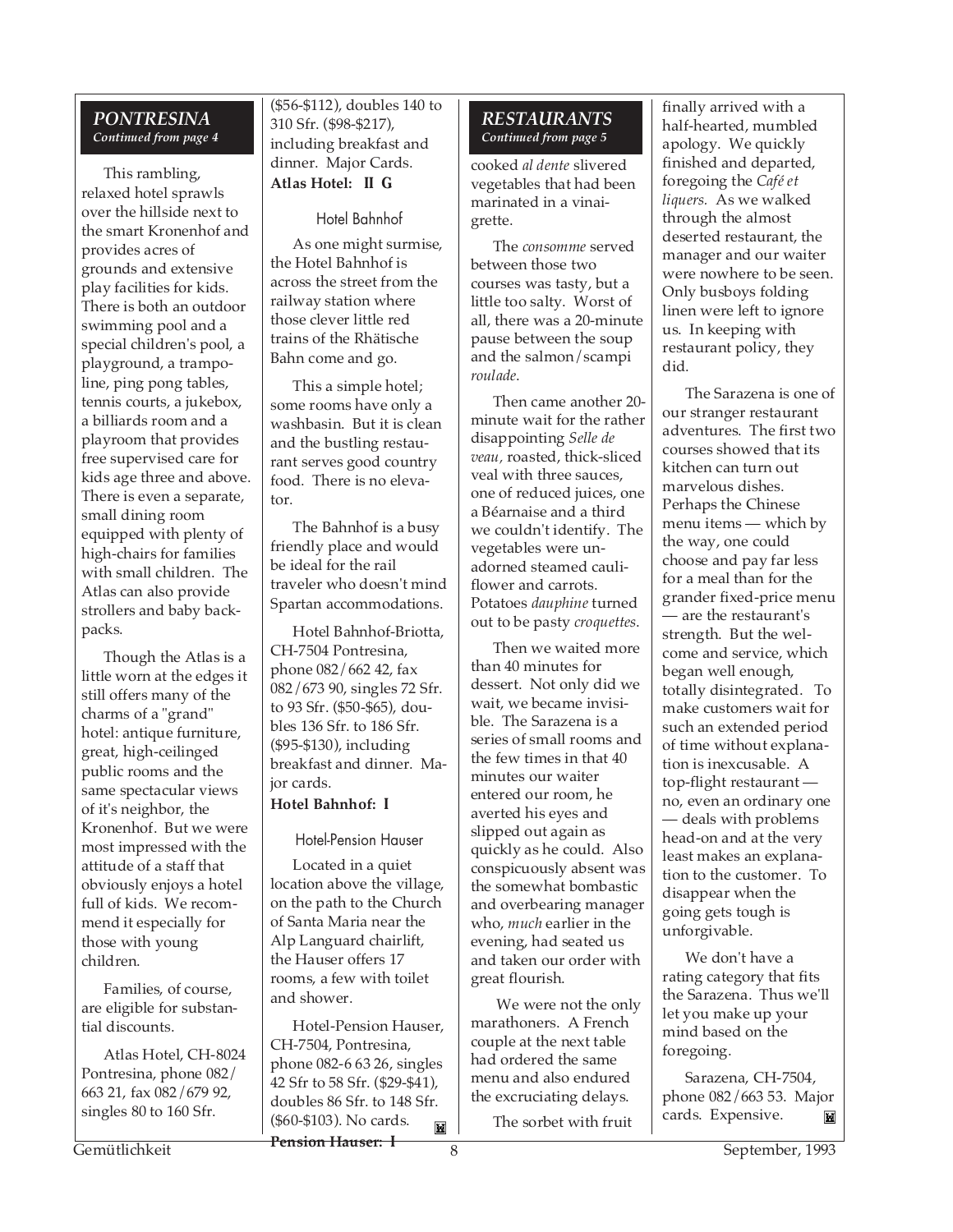## PONTRESINA

*Continued from page 4*

This rambling, relaxed hotel sprawls over the hillside next to the smart Kronenhof and provides acres of grounds and extensive play facilities for kids. There is both an outdoor swimming pool and a special children's pool, a playground, a trampoline, ping pong tables, tennis courts, a jukebox, a billiards room and a playroom that provides free supervised care for kids age three and above. There is even a separate, small dining room equipped with plenty of high-chairs for families with small children. The Atlas can also provide strollers and baby backpacks.

Though the Atlas is a little worn at the edges it still offers many of the charms of a "grand" hotel: antique furniture, great, high-ceilinged public rooms and the same spectacular views of it's neighbor, the Kronenhof. But we were most impressed with the attitude of a staff that obviously enjoys a hotel full of kids. We recommend it especially for those with young children.

Families, of course, are eligible for substantial discounts.

Atlas Hotel, CH-8024 Pontresina, phone 082/ 663 21, fax 082/679 92, singles 80 to 160 Sfr. ($56-$112), doubles 140 to 310 Sfr. ($98-$217), including breakfast and dinner. Major Cards.

**Atlas Hotel: II G**

### Hotel Bahnhof

As one might surmise, the Hotel Bahnhof is across the street from the railway station where those clever little red trains of the Rhätische Bahn come and go.

This a simple hotel; some rooms have only a washbasin. But it is clean and the bustling restaurant serves good country food. There is no elevator.

The Bahnhof is a busy friendly place and would be ideal for the rail traveler who doesn't mind Spartan accommodations.

Hotel Bahnhof-Briotta, CH-7504 Pontresina, phone 082/662 42, fax 082/673 90, singles 72 Sfr. to 93 Sfr. ($50-$65), doubles 136 Sfr. to 186 Sfr. ($95-$130), including breakfast and dinner. Major cards.

**Hotel Bahnhof: I**

### Hotel-Pension Hauser

Located in a quiet location above the village, on the path to the Church of Santa Maria near the Alp Languard chairlift, the Hauser offers 17 rooms, a few with toilet and shower.

Hotel-Pension Hauser, CH-7504, Pontresina, phone 082-6 63 26, singles 42 Sfr to 58 Sfr. ($29-$41), doubles 86 Sfr. to 148 Sfr. ($60-$103). No cards.

**Pension Hauser: I**

## RESTAURANTS

*Continued from page 5*

cooked *al dente* slivered vegetables that had been marinated in a vinaigrette.

The *consomme* served between those two courses was tasty, but a little too salty. Worst of all, there was a 20-minute pause between the soup and the salmon/scampi *roulade*.

Then came another 20-minute wait for the rather disappointing *Selle de veau*, roasted, thick-sliced veal with three sauces, one of reduced juices, one a Béarnaise and a third we couldn't identify. The vegetables were unadorned steamed cauliflower and carrots. Potatoes *dauphine* turned out to be pasty *croquettes*.

Then we waited more than 40 minutes for dessert. Not only did we wait, we became invisible. The Sarazena is a series of small rooms and the few times in that 40 minutes our waiter entered our room, he averted his eyes and slipped out again as quickly as he could. Also conspicuously absent was the somewhat bombastic and overbearing manager who, *much* earlier in the evening, had seated us and taken our order with great flourish.

We were not the only marathoners. A French couple at the next table had ordered the same menu and also endured the excruciating delays.

The sorbet with fruit finally arrived with a half-hearted, mumbled apology. We quickly finished and departed, foregoing the *Café et liquers.* As we walked through the almost deserted restaurant, the manager and our waiter were nowhere to be seen. Only busboys folding linen were left to ignore us. In keeping with restaurant policy, they did.

The Sarazena is one of our stranger restaurant adventures. The first two courses showed that its kitchen can turn out marvelous dishes. Perhaps the Chinese menu items — which by the way, one could choose and pay far less for a meal than for the grander fixed-price menu — are the restaurant's strength. But the welcome and service, which began well enough, totally disintegrated. To make customers wait for such an extended period of time without explanation is inexcusable. A top-flight restaurant — no, even an ordinary one — deals with problems head-on and at the very least makes an explanation to the customer. To disappear when the going gets tough is unforgivable.

We don't have a rating category that fits the Sarazena. Thus we'll let you make up your mind based on the foregoing.

Sarazena, CH-7504, phone 082/663 53. Major cards. Expensive.